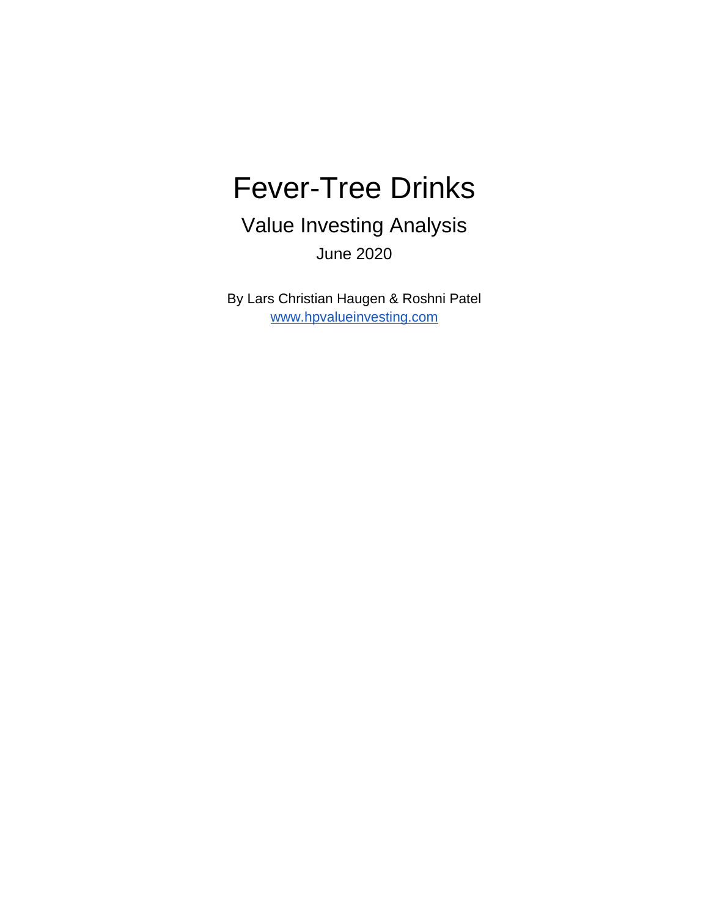# Fever-Tree Drinks

## Value Investing Analysis

June 2020

By Lars Christian Haugen & Roshni Patel

[www.hpvalueinvesting.com](http://www.hpvalueinvesting.com)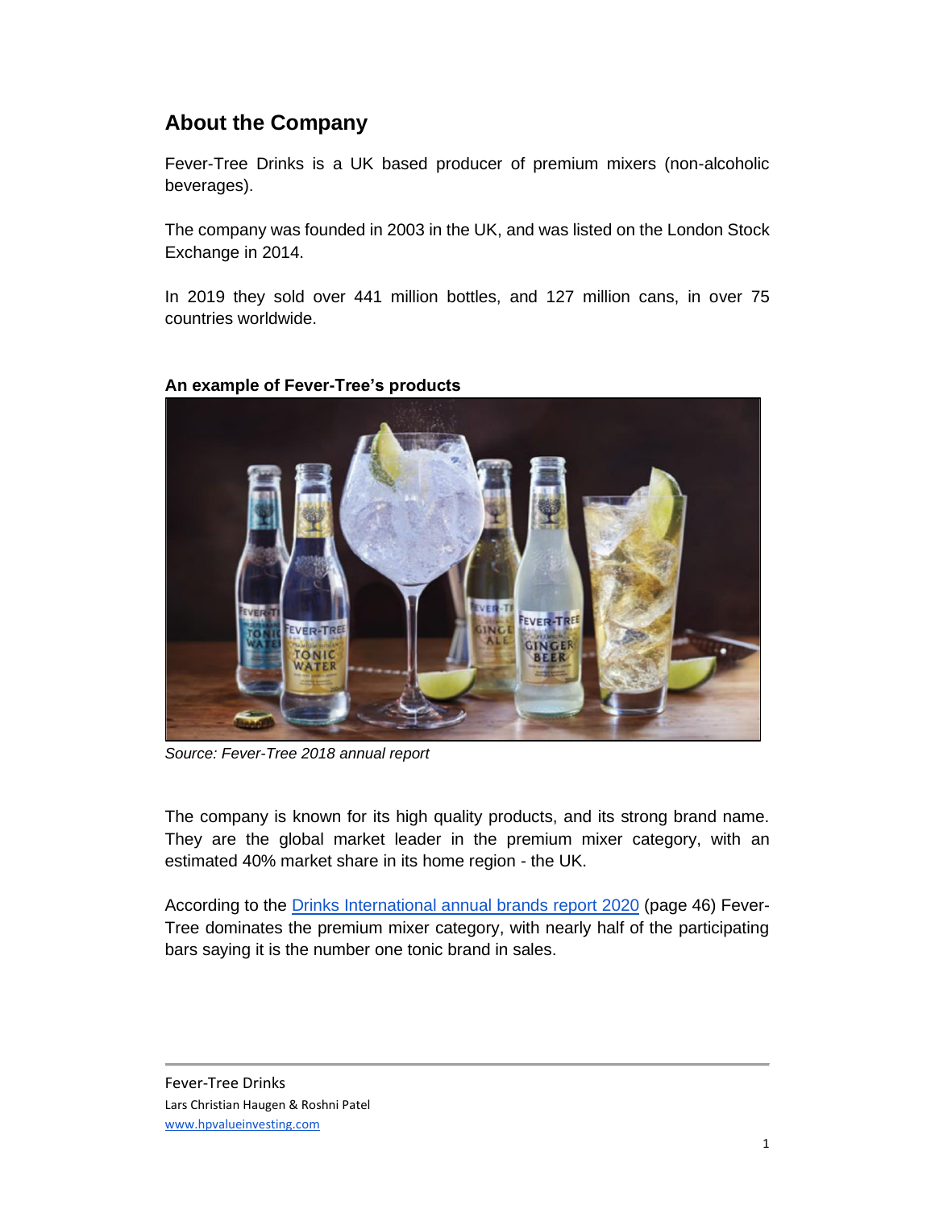## About the Company

Fever-Tree Drinks is a UK based producer of premium mixers (non-alcoholic beverages).

The company was founded in 2003 in the UK, and was listed on the London Stock Exchange in 2014.

In 2019 they sold over 441 million bottles, and 127 million cans, in over 75 countries worldwide.

**An example of Fever-Tree's products**

*Source: Fever-Tree 2018 annual report*

The company is known for its high quality products, and its strong brand name. They are the global market leader in the premium mixer category, with an estimated 40% market share in its home region - the UK.

According to the [Drinks International annual brands report 2020](#) (page 46) Fever-Tree dominates the premium mixer category, with nearly half of the participating bars saying it is the number one tonic brand in sales.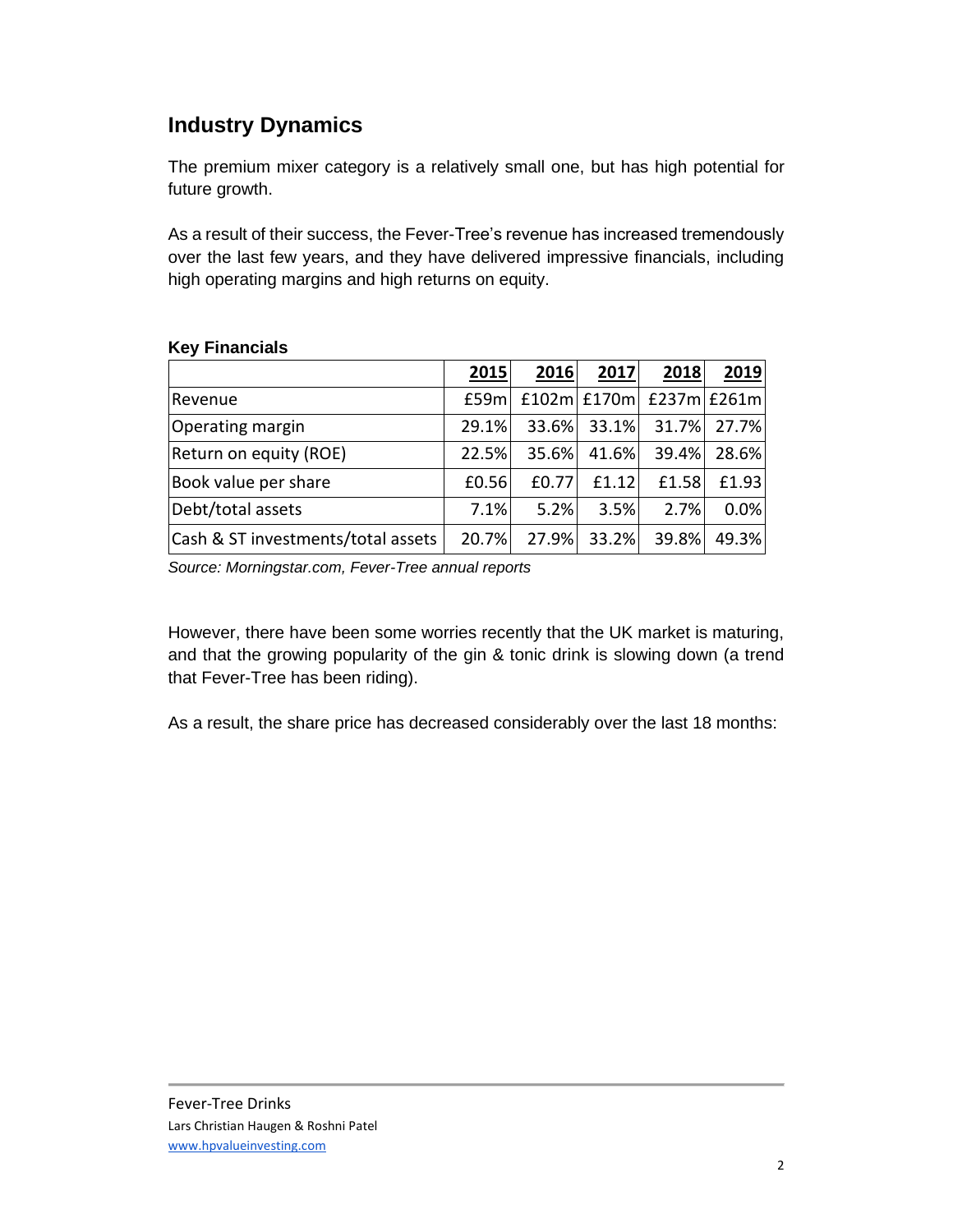## Industry Dynamics

The premium mixer category is a relatively small one, but has high potential for future growth.

As a result of their success, the Fever-Tree's revenue has increased tremendously over the last few years, and they have delivered impressive financials, including high operating margins and high returns on equity.

**Key Financials**

| | 2015 | 2016 | 2017 | 2018 | 2019 |
|---|---|---|---|---|---|
| Revenue | £59m | £102m | £170m | £237m | £261m |
| Operating margin | 29.1% | 33.6% | 33.1% | 31.7% | 27.7% |
| Return on equity (ROE) | 22.5% | 35.6% | 41.6% | 39.4% | 28.6% |
| Book value per share | £0.56 | £0.77 | £1.12 | £1.58 | £1.93 |
| Debt/total assets | 7.1% | 5.2% | 3.5% | 2.7% | 0.0% |
| Cash & ST investments/total assets | 20.7% | 27.9% | 33.2% | 39.8% | 49.3% |

*Source: Morningstar.com, Fever-Tree annual reports*

However, there have been some worries recently that the UK market is maturing, and that the growing popularity of the gin & tonic drink is slowing down (a trend that Fever-Tree has been riding).

As a result, the share price has decreased considerably over the last 18 months: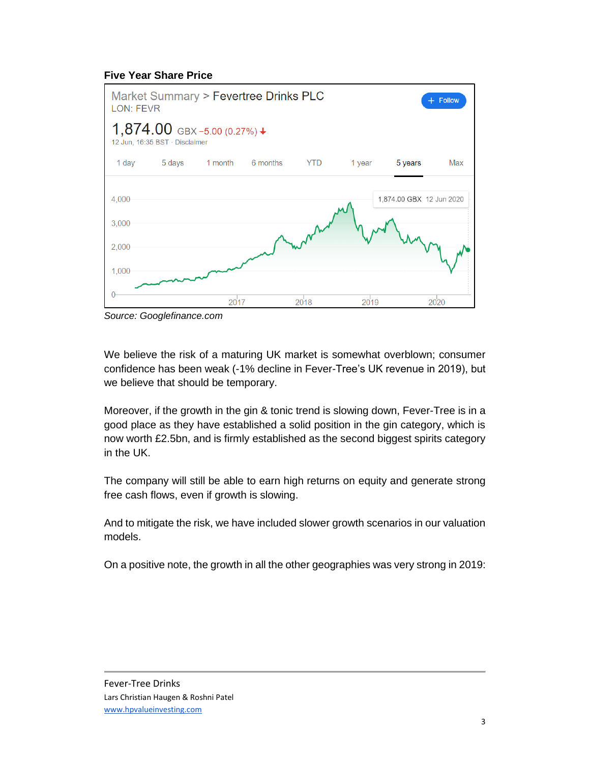**Five Year Share Price**

*Source: Googlefinance.com*

We believe the risk of a maturing UK market is somewhat overblown; consumer confidence has been weak (-1% decline in Fever-Tree's UK revenue in 2019), but we believe that should be temporary.

Moreover, if the growth in the gin & tonic trend is slowing down, Fever-Tree is in a good place as they have established a solid position in the gin category, which is now worth £2.5bn, and is firmly established as the second biggest spirits category in the UK.

The company will still be able to earn high returns on equity and generate strong free cash flows, even if growth is slowing.

And to mitigate the risk, we have included slower growth scenarios in our valuation models.

On a positive note, the growth in all the other geographies was very strong in 2019: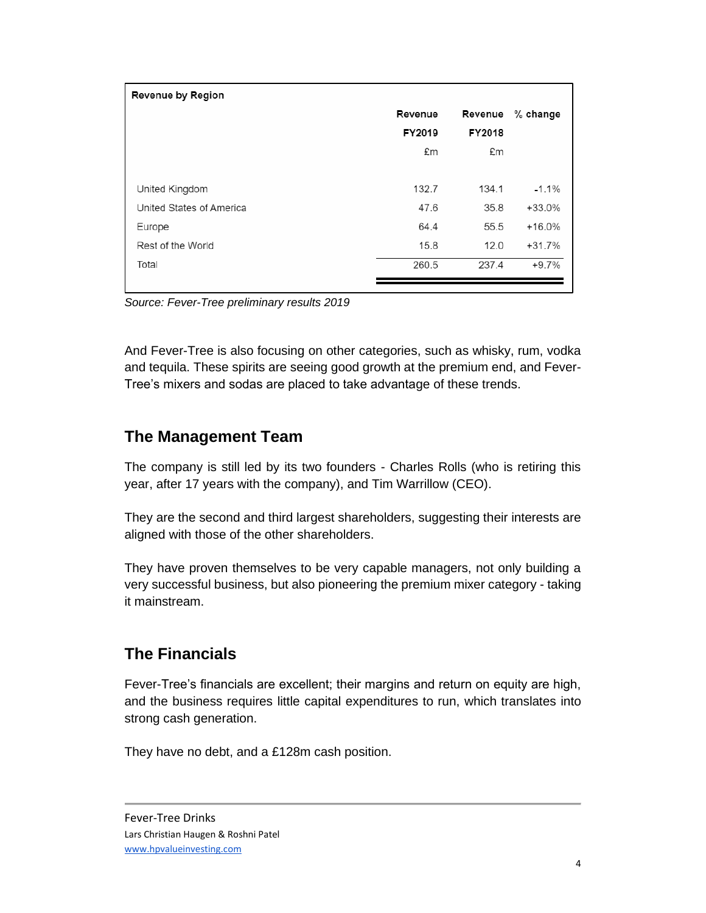| Revenue by Region | Revenue FY2019 £m | Revenue FY2018 £m | % change |
|---|---|---|---|
| United Kingdom | 132.7 | 134.1 | -1.1% |
| United States of America | 47.6 | 35.8 | +33.0% |
| Europe | 64.4 | 55.5 | +16.0% |
| Rest of the World | 15.8 | 12.0 | +31.7% |
| Total | 260.5 | 237.4 | +9.7% |

*Source: Fever-Tree preliminary results 2019*

And Fever-Tree is also focusing on other categories, such as whisky, rum, vodka and tequila. These spirits are seeing good growth at the premium end, and Fever-Tree's mixers and sodas are placed to take advantage of these trends.

## The Management Team

The company is still led by its two founders - Charles Rolls (who is retiring this year, after 17 years with the company), and Tim Warrillow (CEO).

They are the second and third largest shareholders, suggesting their interests are aligned with those of the other shareholders.

They have proven themselves to be very capable managers, not only building a very successful business, but also pioneering the premium mixer category - taking it mainstream.

## The Financials

Fever-Tree's financials are excellent; their margins and return on equity are high, and the business requires little capital expenditures to run, which translates into strong cash generation.

They have no debt, and a £128m cash position.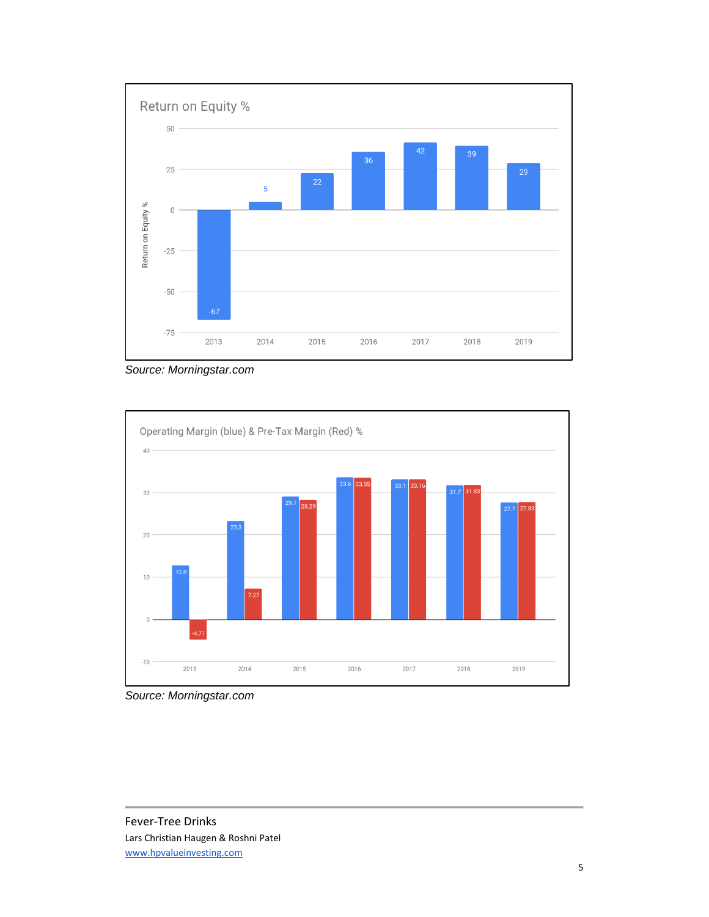**Return on Equity %**

| Year | Return on Equity % |
| --- | --- |
| 2013 | -67 |
| 2014 | 5 |
| 2015 | 22 |
| 2016 | 36 |
| 2017 | 42 |
| 2018 | 39 |
| 2019 | 29 |

*Source: Morningstar.com*

**Operating Margin (blue) & Pre-Tax Margin (Red) %**

| Year | Operating Margin % | Pre-Tax Margin % |
| --- | --- | --- |
| 2013 | 12.8 | -4.71 |
| 2014 | 23.3 | 7.27 |
| 2015 | 29.1 | 28.29 |
| 2016 | 33.6 | 33.55 |
| 2017 | 33.1 | 33.16 |
| 2018 | 31.7 | 31.83 |
| 2019 | 27.7 | 27.83 |

*Source: Morningstar.com*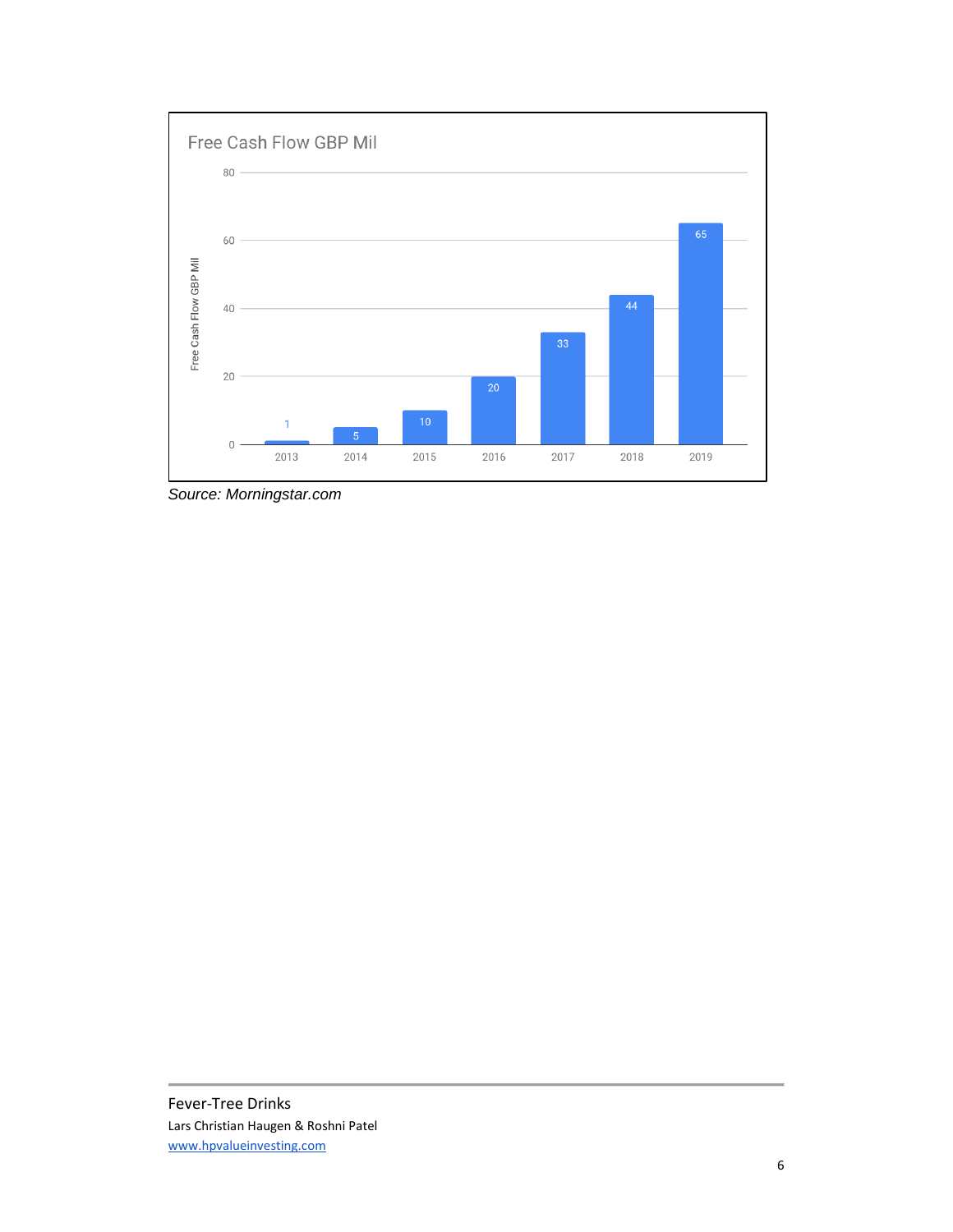Free Cash Flow GBP Mil

| Year | Free Cash Flow GBP Mil |
|---|---|
| 2013 | 1 |
| 2014 | 5 |
| 2015 | 10 |
| 2016 | 20 |
| 2017 | 33 |
| 2018 | 44 |
| 2019 | 65 |

*Source: Morningstar.com*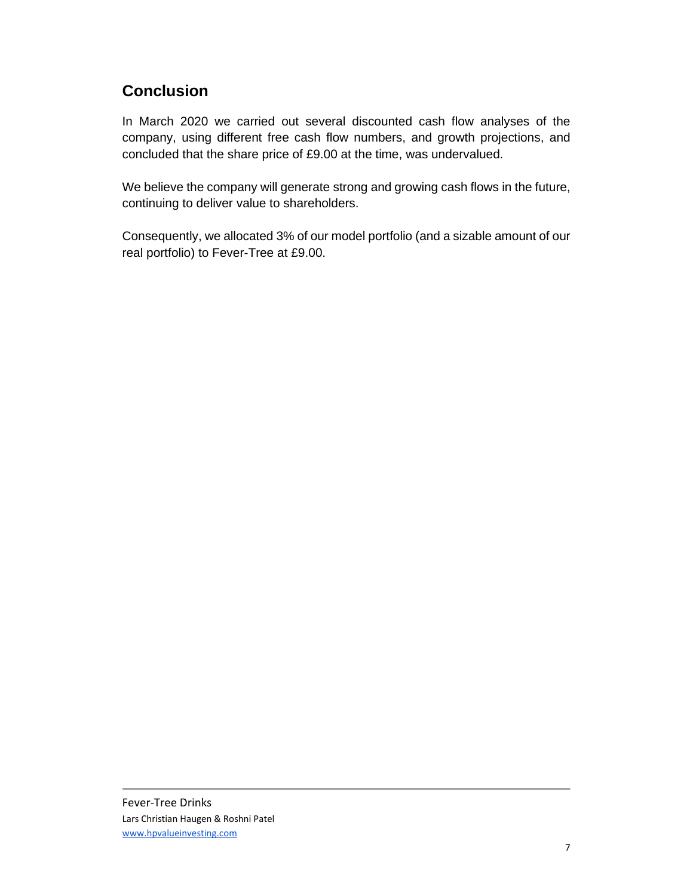## Conclusion

In March 2020 we carried out several discounted cash flow analyses of the company, using different free cash flow numbers, and growth projections, and concluded that the share price of £9.00 at the time, was undervalued.

We believe the company will generate strong and growing cash flows in the future, continuing to deliver value to shareholders.

Consequently, we allocated 3% of our model portfolio (and a sizable amount of our real portfolio) to Fever-Tree at £9.00.